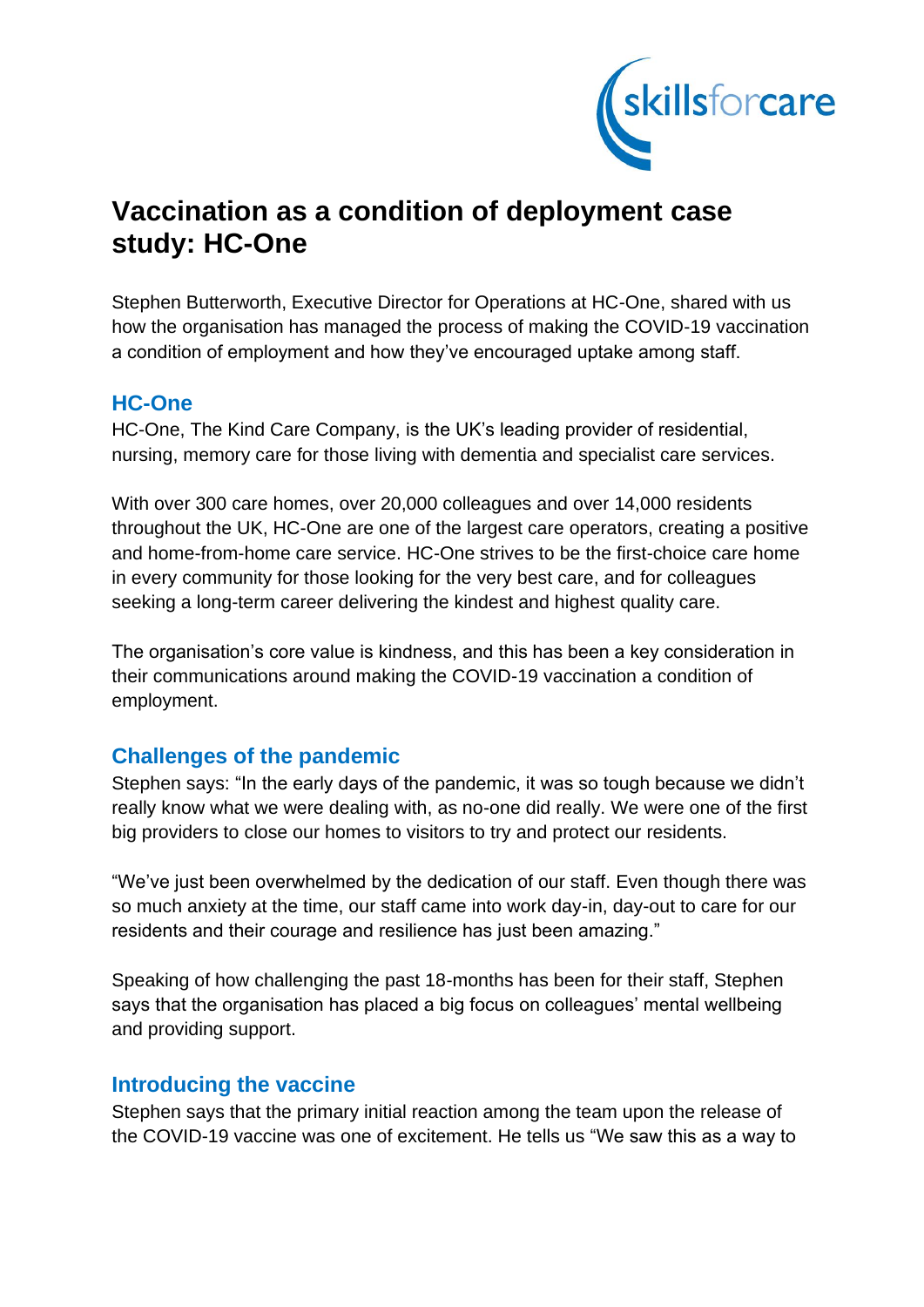# Vaccination as a condition of deployment case study: HC-One

Stephen Butterworth, Executive Director for Operations at HC-One, shared with us how the organisation has managed the process of making the COVID-19 vaccination a condition of employment and how they've encouraged uptake among staff.

## HC-One

HC-One, The Kind Care Company, is the UK's leading provider of residential, nursing, memory care for those living with dementia and specialist care services.

With over 300 care homes, over 20,000 colleagues and over 14,000 residents throughout the UK, HC-One are one of the largest care operators, creating a positive and home-from-home care service. HC-One strives to be the first-choice care home in every community for those looking for the very best care, and for colleagues seeking a long-term career delivering the kindest and highest quality care.

The organisation's core value is kindness, and this has been a key consideration in their communications around making the COVID-19 vaccination a condition of employment.

## Challenges of the pandemic

Stephen says: "In the early days of the pandemic, it was so tough because we didn't really know what we were dealing with, as no-one did really. We were one of the first big providers to close our homes to visitors to try and protect our residents.

"We've just been overwhelmed by the dedication of our staff. Even though there was so much anxiety at the time, our staff came into work day-in, day-out to care for our residents and their courage and resilience has just been amazing."

Speaking of how challenging the past 18-months has been for their staff, Stephen says that the organisation has placed a big focus on colleagues' mental wellbeing and providing support.

## Introducing the vaccine

Stephen says that the primary initial reaction among the team upon the release of the COVID-19 vaccine was one of excitement. He tells us "We saw this as a way to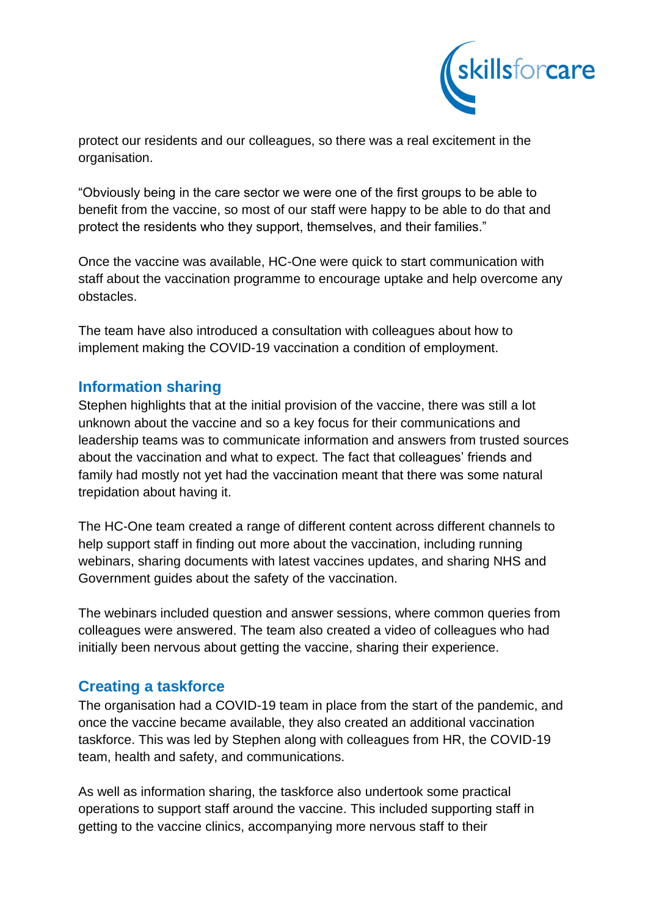protect our residents and our colleagues, so there was a real excitement in the organisation.

"Obviously being in the care sector we were one of the first groups to be able to benefit from the vaccine, so most of our staff were happy to be able to do that and protect the residents who they support, themselves, and their families."

Once the vaccine was available, HC-One were quick to start communication with staff about the vaccination programme to encourage uptake and help overcome any obstacles.

The team have also introduced a consultation with colleagues about how to implement making the COVID-19 vaccination a condition of employment.

## Information sharing

Stephen highlights that at the initial provision of the vaccine, there was still a lot unknown about the vaccine and so a key focus for their communications and leadership teams was to communicate information and answers from trusted sources about the vaccination and what to expect. The fact that colleagues' friends and family had mostly not yet had the vaccination meant that there was some natural trepidation about having it.

The HC-One team created a range of different content across different channels to help support staff in finding out more about the vaccination, including running webinars, sharing documents with latest vaccines updates, and sharing NHS and Government guides about the safety of the vaccination.

The webinars included question and answer sessions, where common queries from colleagues were answered. The team also created a video of colleagues who had initially been nervous about getting the vaccine, sharing their experience.

## Creating a taskforce

The organisation had a COVID-19 team in place from the start of the pandemic, and once the vaccine became available, they also created an additional vaccination taskforce. This was led by Stephen along with colleagues from HR, the COVID-19 team, health and safety, and communications.

As well as information sharing, the taskforce also undertook some practical operations to support staff around the vaccine. This included supporting staff in getting to the vaccine clinics, accompanying more nervous staff to their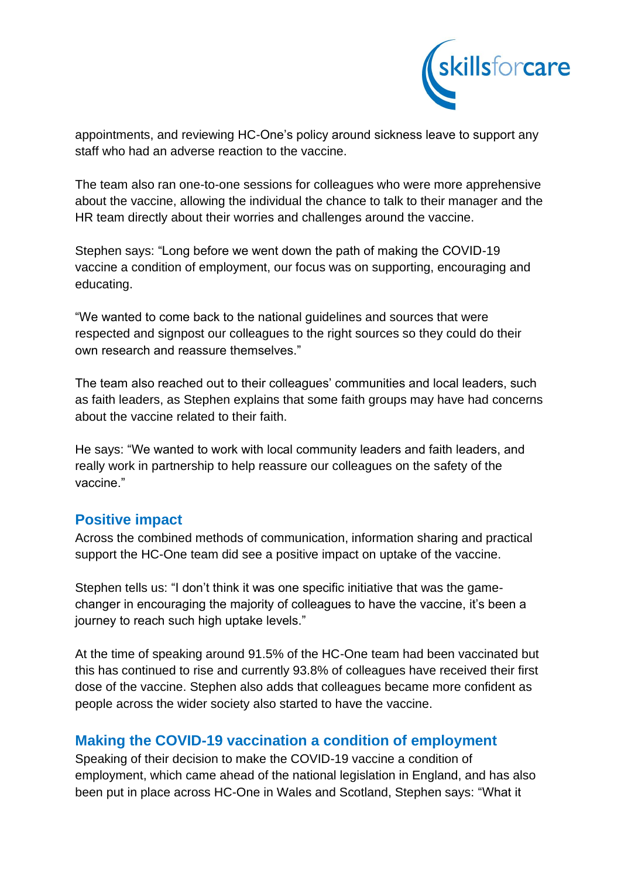appointments, and reviewing HC-One's policy around sickness leave to support any staff who had an adverse reaction to the vaccine.

The team also ran one-to-one sessions for colleagues who were more apprehensive about the vaccine, allowing the individual the chance to talk to their manager and the HR team directly about their worries and challenges around the vaccine.

Stephen says: "Long before we went down the path of making the COVID-19 vaccine a condition of employment, our focus was on supporting, encouraging and educating.

"We wanted to come back to the national guidelines and sources that were respected and signpost our colleagues to the right sources so they could do their own research and reassure themselves."

The team also reached out to their colleagues' communities and local leaders, such as faith leaders, as Stephen explains that some faith groups may have had concerns about the vaccine related to their faith.

He says: "We wanted to work with local community leaders and faith leaders, and really work in partnership to help reassure our colleagues on the safety of the vaccine."

## Positive impact

Across the combined methods of communication, information sharing and practical support the HC-One team did see a positive impact on uptake of the vaccine.

Stephen tells us: "I don't think it was one specific initiative that was the game-changer in encouraging the majority of colleagues to have the vaccine, it's been a journey to reach such high uptake levels."

At the time of speaking around 91.5% of the HC-One team had been vaccinated but this has continued to rise and currently 93.8% of colleagues have received their first dose of the vaccine. Stephen also adds that colleagues became more confident as people across the wider society also started to have the vaccine.

## Making the COVID-19 vaccination a condition of employment

Speaking of their decision to make the COVID-19 vaccine a condition of employment, which came ahead of the national legislation in England, and has also been put in place across HC-One in Wales and Scotland, Stephen says: "What it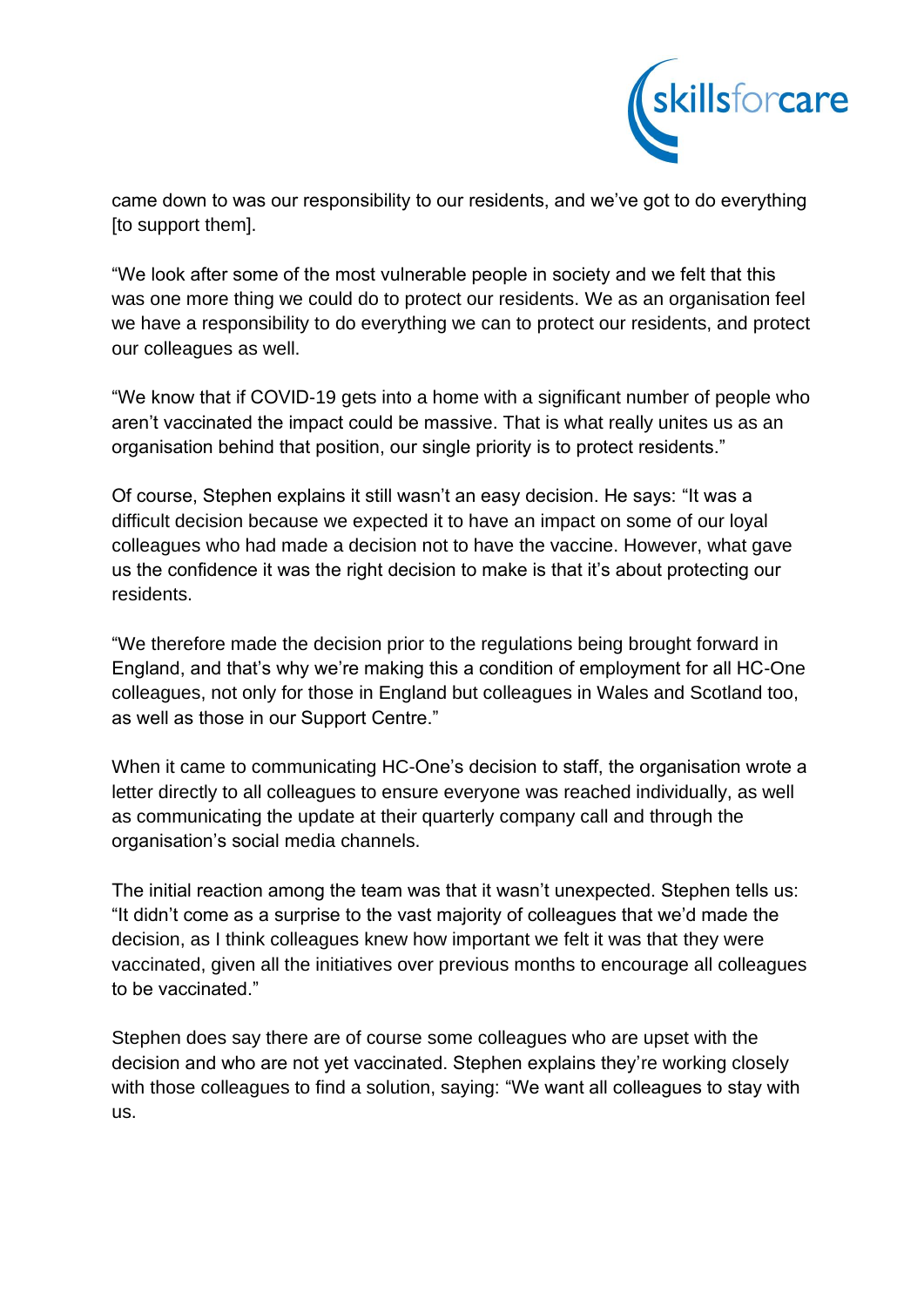came down to was our responsibility to our residents, and we've got to do everything [to support them].

"We look after some of the most vulnerable people in society and we felt that this was one more thing we could do to protect our residents. We as an organisation feel we have a responsibility to do everything we can to protect our residents, and protect our colleagues as well.

"We know that if COVID-19 gets into a home with a significant number of people who aren't vaccinated the impact could be massive. That is what really unites us as an organisation behind that position, our single priority is to protect residents."

Of course, Stephen explains it still wasn't an easy decision. He says: "It was a difficult decision because we expected it to have an impact on some of our loyal colleagues who had made a decision not to have the vaccine. However, what gave us the confidence it was the right decision to make is that it's about protecting our residents.

"We therefore made the decision prior to the regulations being brought forward in England, and that's why we're making this a condition of employment for all HC-One colleagues, not only for those in England but colleagues in Wales and Scotland too, as well as those in our Support Centre."

When it came to communicating HC-One's decision to staff, the organisation wrote a letter directly to all colleagues to ensure everyone was reached individually, as well as communicating the update at their quarterly company call and through the organisation's social media channels.

The initial reaction among the team was that it wasn't unexpected. Stephen tells us: "It didn't come as a surprise to the vast majority of colleagues that we'd made the decision, as I think colleagues knew how important we felt it was that they were vaccinated, given all the initiatives over previous months to encourage all colleagues to be vaccinated."

Stephen does say there are of course some colleagues who are upset with the decision and who are not yet vaccinated. Stephen explains they're working closely with those colleagues to find a solution, saying: "We want all colleagues to stay with us.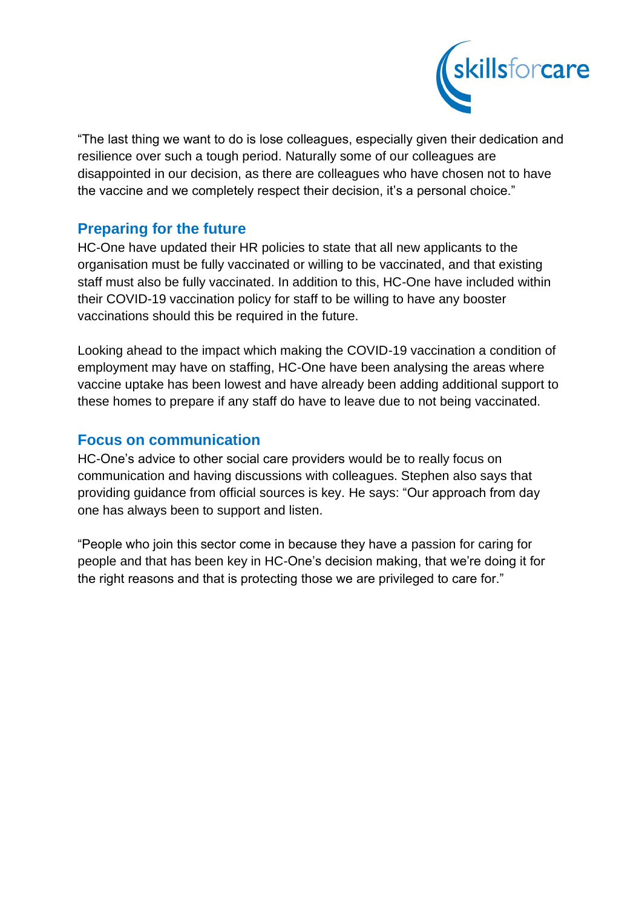"The last thing we want to do is lose colleagues, especially given their dedication and resilience over such a tough period. Naturally some of our colleagues are disappointed in our decision, as there are colleagues who have chosen not to have the vaccine and we completely respect their decision, it's a personal choice."

## Preparing for the future

HC-One have updated their HR policies to state that all new applicants to the organisation must be fully vaccinated or willing to be vaccinated, and that existing staff must also be fully vaccinated. In addition to this, HC-One have included within their COVID-19 vaccination policy for staff to be willing to have any booster vaccinations should this be required in the future.

Looking ahead to the impact which making the COVID-19 vaccination a condition of employment may have on staffing, HC-One have been analysing the areas where vaccine uptake has been lowest and have already been adding additional support to these homes to prepare if any staff do have to leave due to not being vaccinated.

## Focus on communication

HC-One's advice to other social care providers would be to really focus on communication and having discussions with colleagues. Stephen also says that providing guidance from official sources is key. He says: "Our approach from day one has always been to support and listen.

"People who join this sector come in because they have a passion for caring for people and that has been key in HC-One's decision making, that we're doing it for the right reasons and that is protecting those we are privileged to care for."